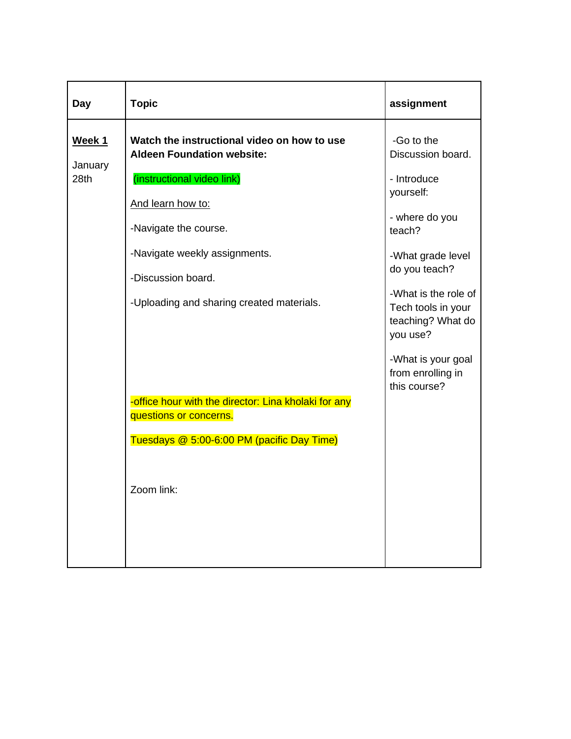| Day | Topic | assignment |
|---|---|---|
| **Week 1**<br><br>January 28th | **Watch the instructional video on how to use Aldeen Foundation website:**<br><br>(instructional video link)<br><br>And learn how to:<br><br>-Navigate the course.<br><br>-Navigate weekly assignments.<br><br>-Discussion board.<br><br>-Uploading and sharing created materials.<br><br>-office hour with the director: Lina kholaki for any questions or concerns.<br><br>Tuesdays @ 5:00-6:00 PM (pacific Day Time)<br><br>Zoom link: | -Go to the Discussion board.<br><br>- Introduce yourself:<br><br>- where do you teach?<br><br>-What grade level do you teach?<br><br>-What is the role of Tech tools in your teaching? What do you use?<br><br>-What is your goal from enrolling in this course? |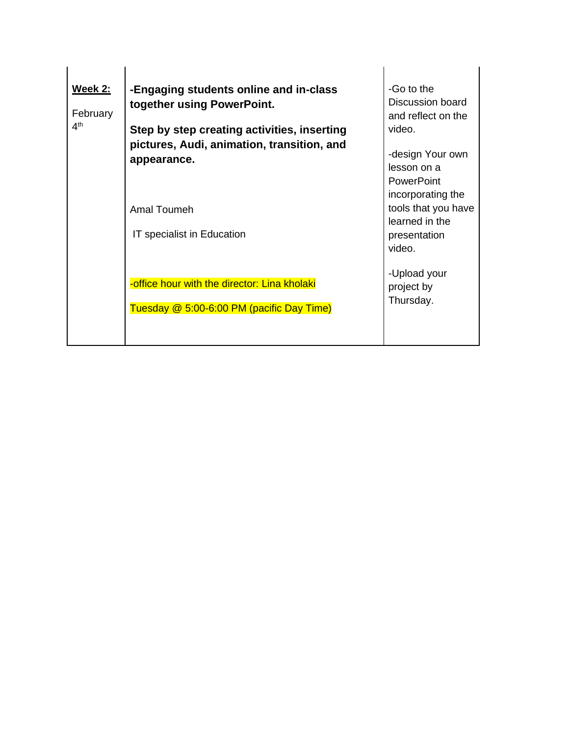| | | |
|---|---|---|
| **Week 2:**<br><br>February 4th | **-Engaging students online and in-class together using PowerPoint.**<br><br>**Step by step creating activities, inserting pictures, Audi, animation, transition, and appearance.**<br><br>Amal Toumeh<br><br>IT specialist in Education<br><br>-office hour with the director: Lina kholaki<br><br>Tuesday @ 5:00-6:00 PM (pacific Day Time) | -Go to the Discussion board and reflect on the video.<br><br>-design Your own lesson on a PowerPoint incorporating the tools that you have learned in the presentation video.<br><br>-Upload your project by Thursday. |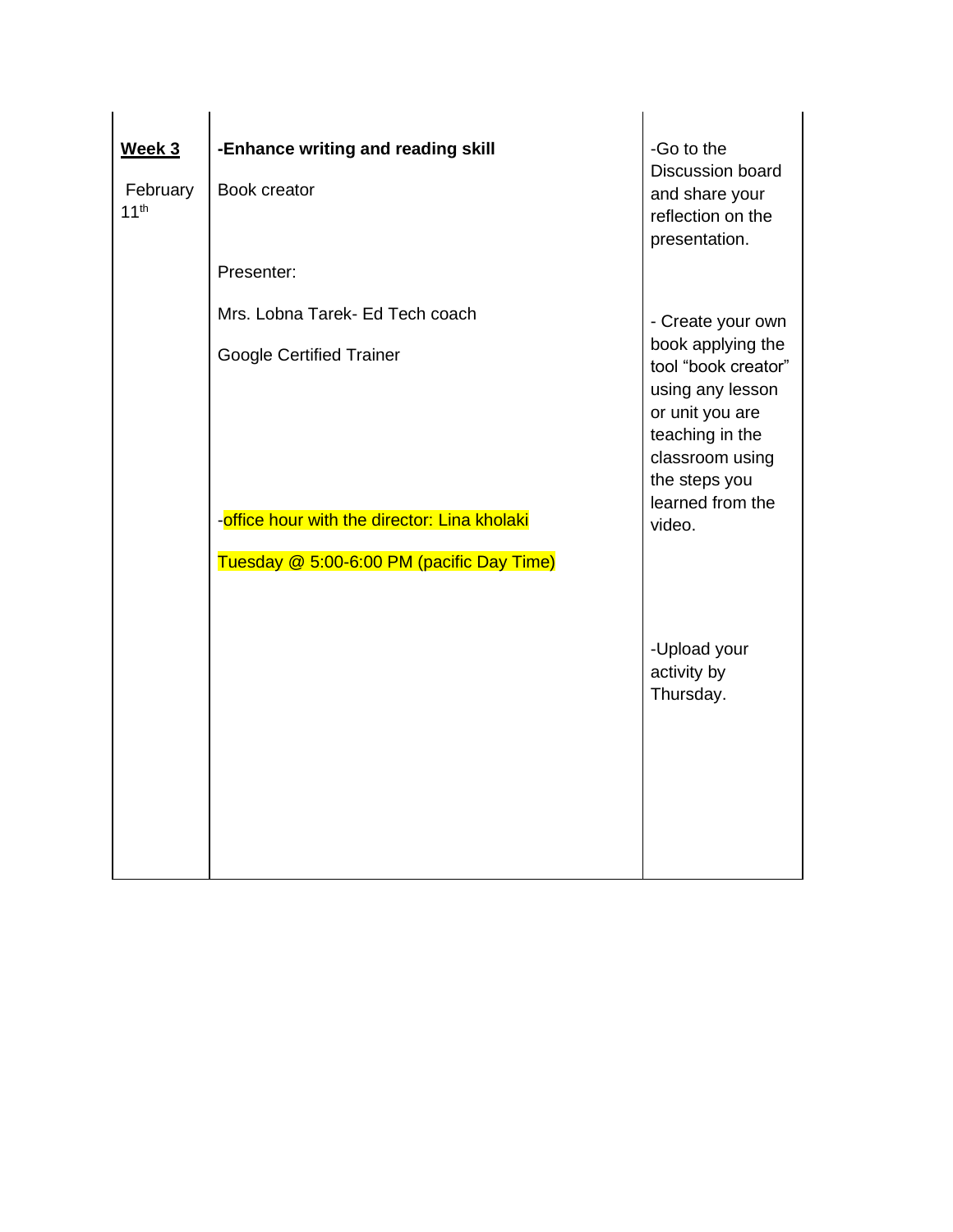| | | |
|---|---|---|
| **<u>Week 3</u>**<br><br>February 11th | **-Enhance writing and reading skill**<br><br>Book creator<br><br>Presenter:<br><br>Mrs. Lobna Tarek- Ed Tech coach<br><br>Google Certified Trainer<br><br>-office hour with the director: Lina kholaki<br><br>Tuesday @ 5:00-6:00 PM (pacific Day Time) | -Go to the Discussion board and share your reflection on the presentation.<br><br>- Create your own book applying the tool "book creator" using any lesson or unit you are teaching in the classroom using the steps you learned from the video.<br><br>-Upload your activity by Thursday. |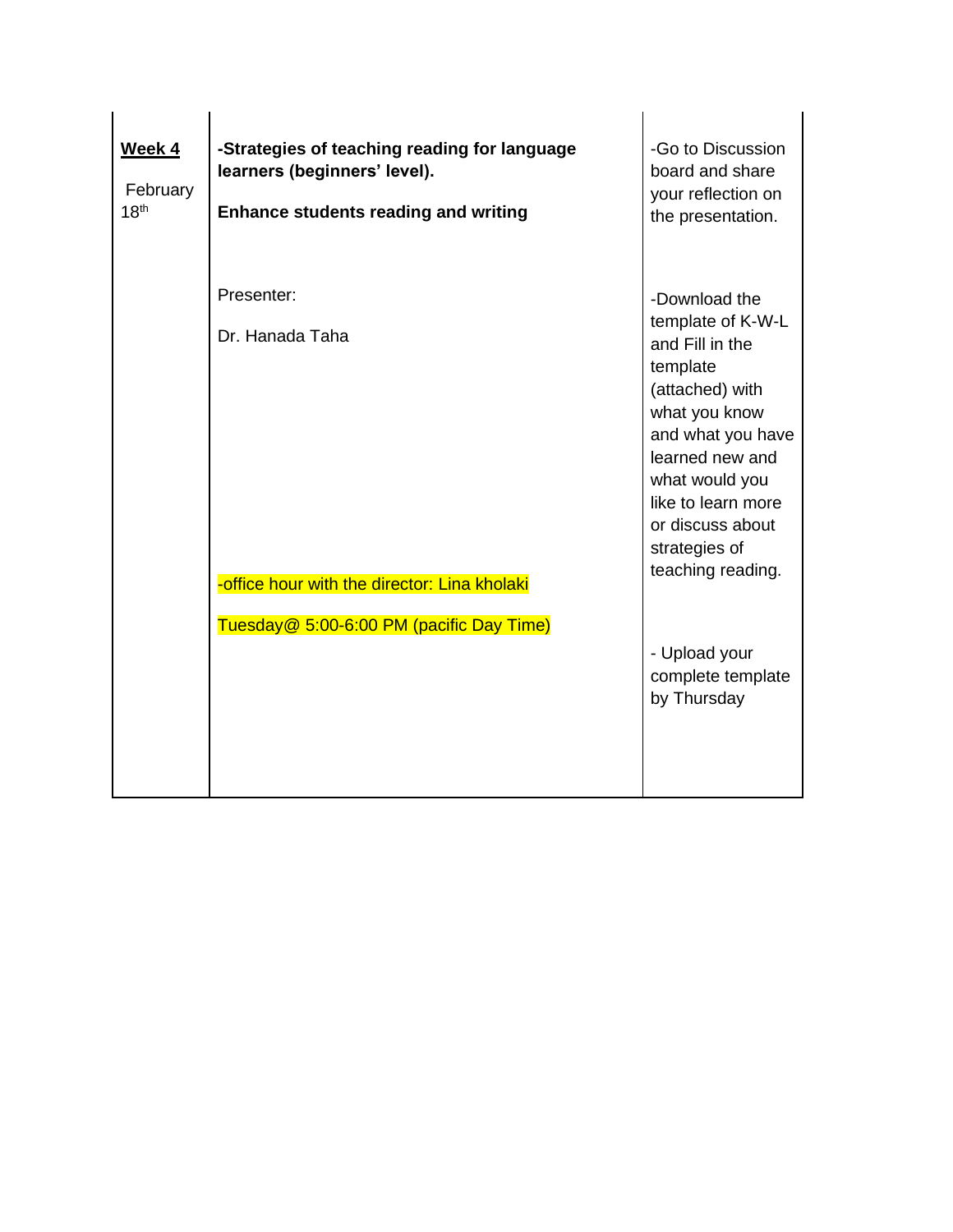| | | |
|---|---|---|
| **Week 4**<br><br>February 18th | **-Strategies of teaching reading for language learners (beginners' level).**<br><br>**Enhance students reading and writing**<br><br>Presenter:<br><br>Dr. Hanada Taha<br><br>-office hour with the director: Lina kholaki<br><br>Tuesday@ 5:00-6:00 PM (pacific Day Time) | -Go to Discussion board and share your reflection on the presentation.<br><br>-Download the template of K-W-L and Fill in the template (attached) with what you know and what you have learned new and what would you like to learn more or discuss about strategies of teaching reading.<br><br>- Upload your complete template by Thursday |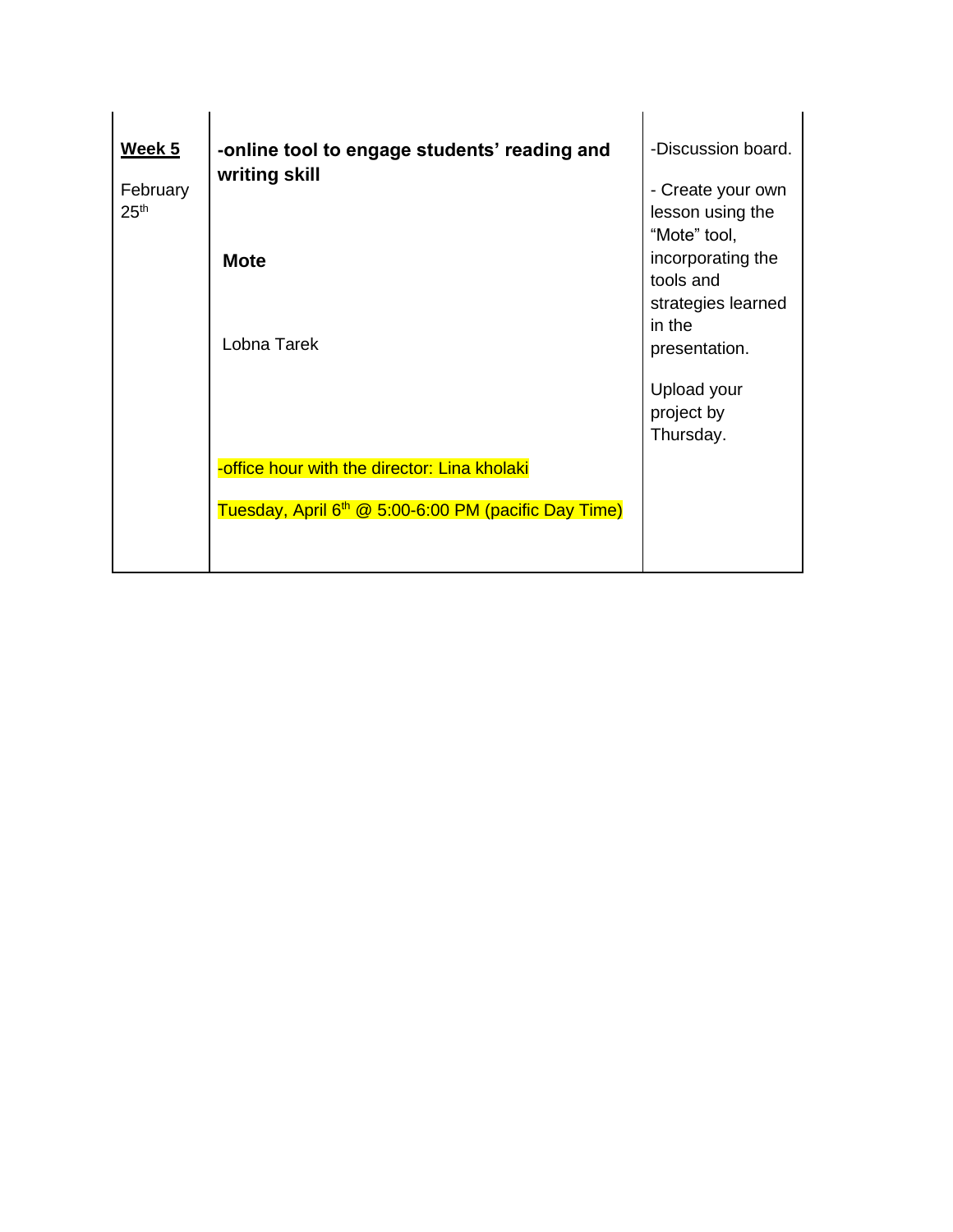| | | |
|---|---|---|
| **Week 5**<br><br>February 25th | **-online tool to engage students' reading and writing skill**<br><br>**Mote**<br><br>Lobna Tarek<br><br>-office hour with the director: Lina kholaki<br><br>Tuesday, April 6th @ 5:00-6:00 PM (pacific Day Time) | -Discussion board.<br><br>- Create your own lesson using the "Mote" tool, incorporating the tools and strategies learned in the presentation.<br><br>Upload your project by Thursday. |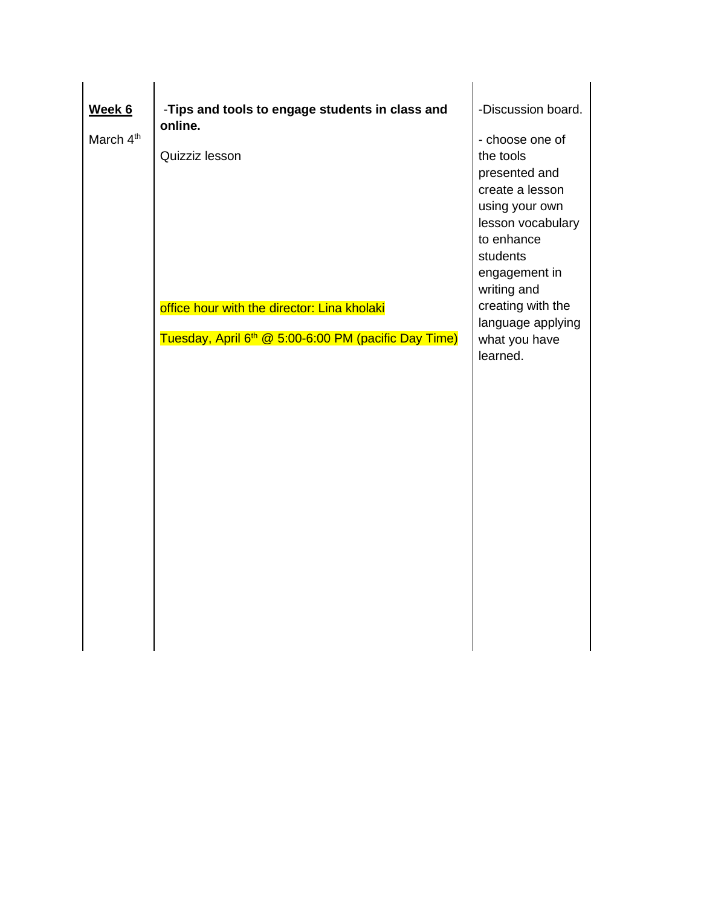| **Week 6**<br><br>March 4th | -**Tips and tools to engage students in class and online.**<br><br>Quizziz lesson<br><br>office hour with the director: Lina kholaki<br><br>Tuesday, April 6th @ 5:00-6:00 PM (pacific Day Time) | -Discussion board.<br><br>- choose one of the tools presented and create a lesson using your own lesson vocabulary to enhance students engagement in writing and creating with the language applying what you have learned. |
|---|---|---|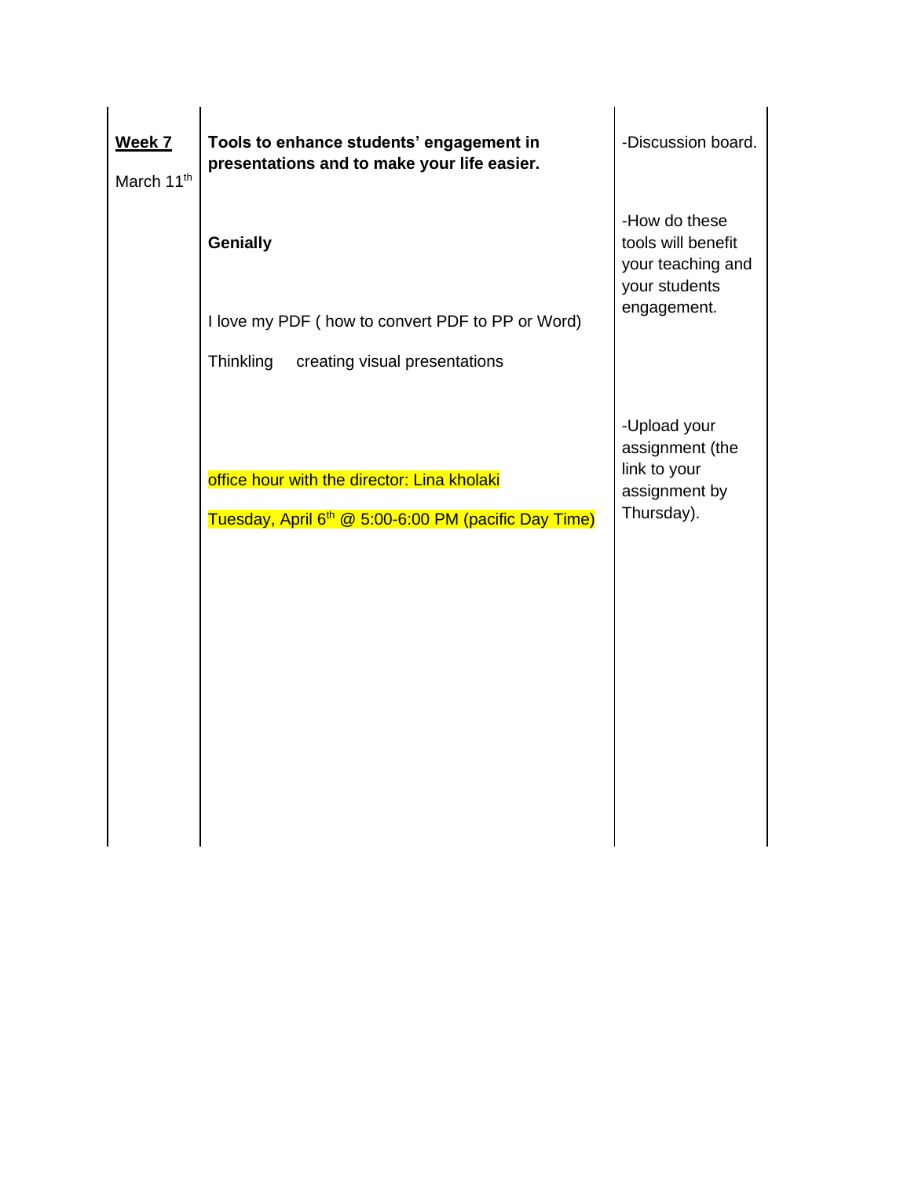| **Week 7** March 11th | **Tools to enhance students' engagement in presentations and to make your life easier.**<br><br>**Genially**<br><br>I love my PDF ( how to convert PDF to PP or Word)<br><br>Thinkling creating visual presentations<br><br>office hour with the director: Lina kholaki<br><br>Tuesday, April 6th @ 5:00-6:00 PM (pacific Day Time) | -Discussion board.<br><br>-How do these tools will benefit your teaching and your students engagement.<br><br>-Upload your assignment (the link to your assignment by Thursday). |
|---|---|---|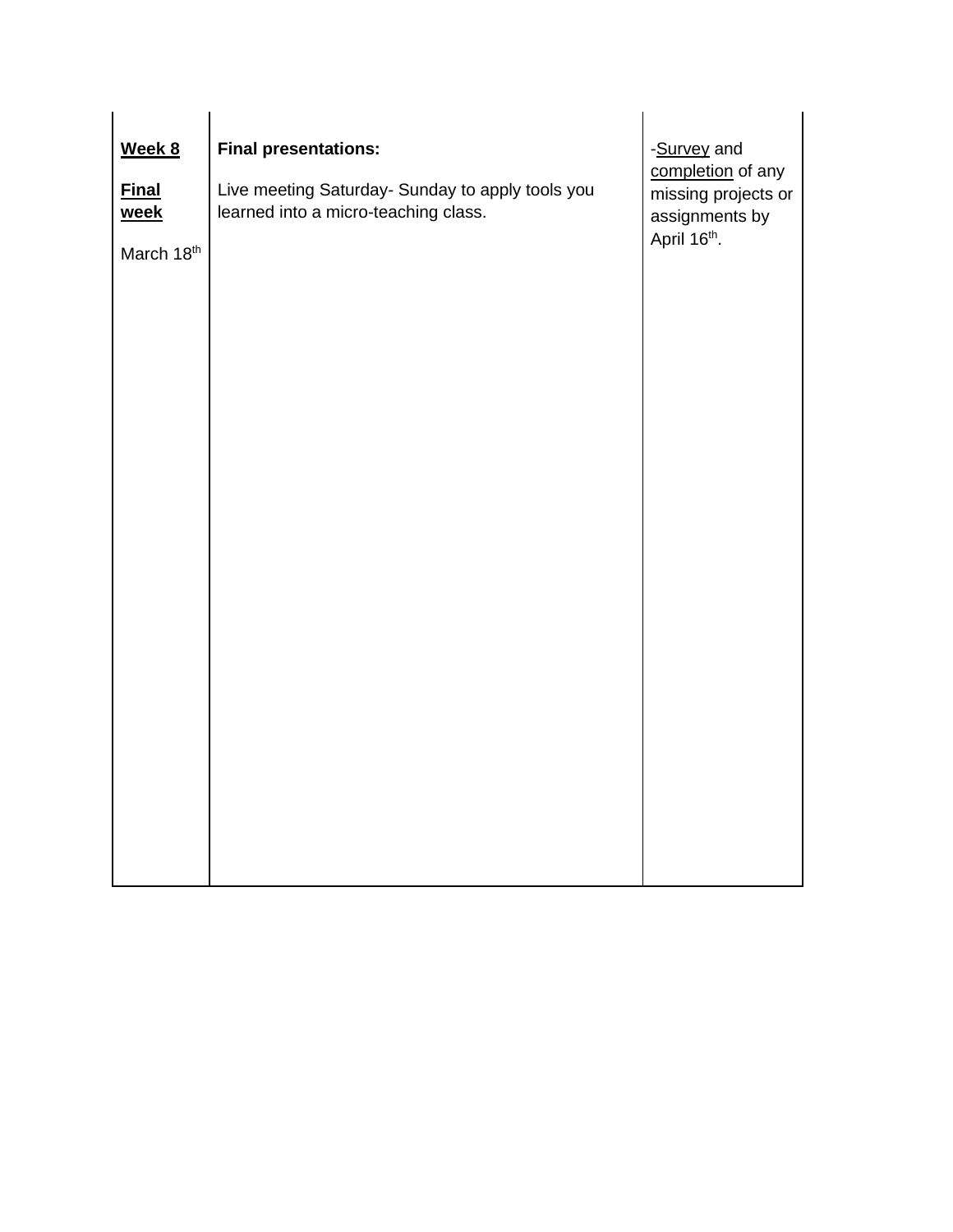| | | |
|---|---|---|
| **Week 8**<br><br>**Final week**<br><br>March 18th | **Final presentations:**<br><br>Live meeting Saturday- Sunday to apply tools you learned into a micro-teaching class. | -Survey and completion of any missing projects or assignments by April 16th. |